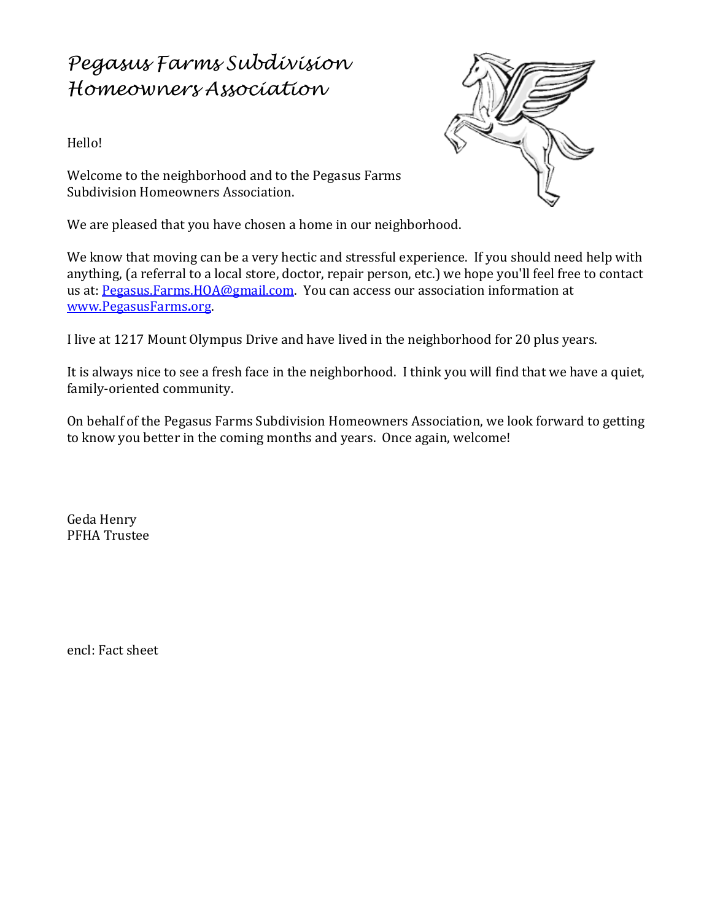# Pegasus Farms Subdivision Homeowners Association

Hello!

Welcome to the neighborhood and to the Pegasus Farms Subdivision Homeowners Association.

We are pleased that you have chosen a home in our neighborhood.

We know that moving can be a very hectic and stressful experience. If you should need help with anything, (a referral to a local store, doctor, repair person, etc.) we hope you'll feel free to contact us at: Pegasus.Farms.HOA@gmail.com. You can access our association information at www.PegasusFarms.org.

I live at 1217 Mount Olympus Drive and have lived in the neighborhood for 20 plus years.

It is always nice to see a fresh face in the neighborhood. I think you will find that we have a quiet, family-oriented community.

On behalf of the Pegasus Farms Subdivision Homeowners Association, we look forward to getting to know you better in the coming months and years. Once again, welcome!

Geda Henry
PFHA Trustee

encl: Fact sheet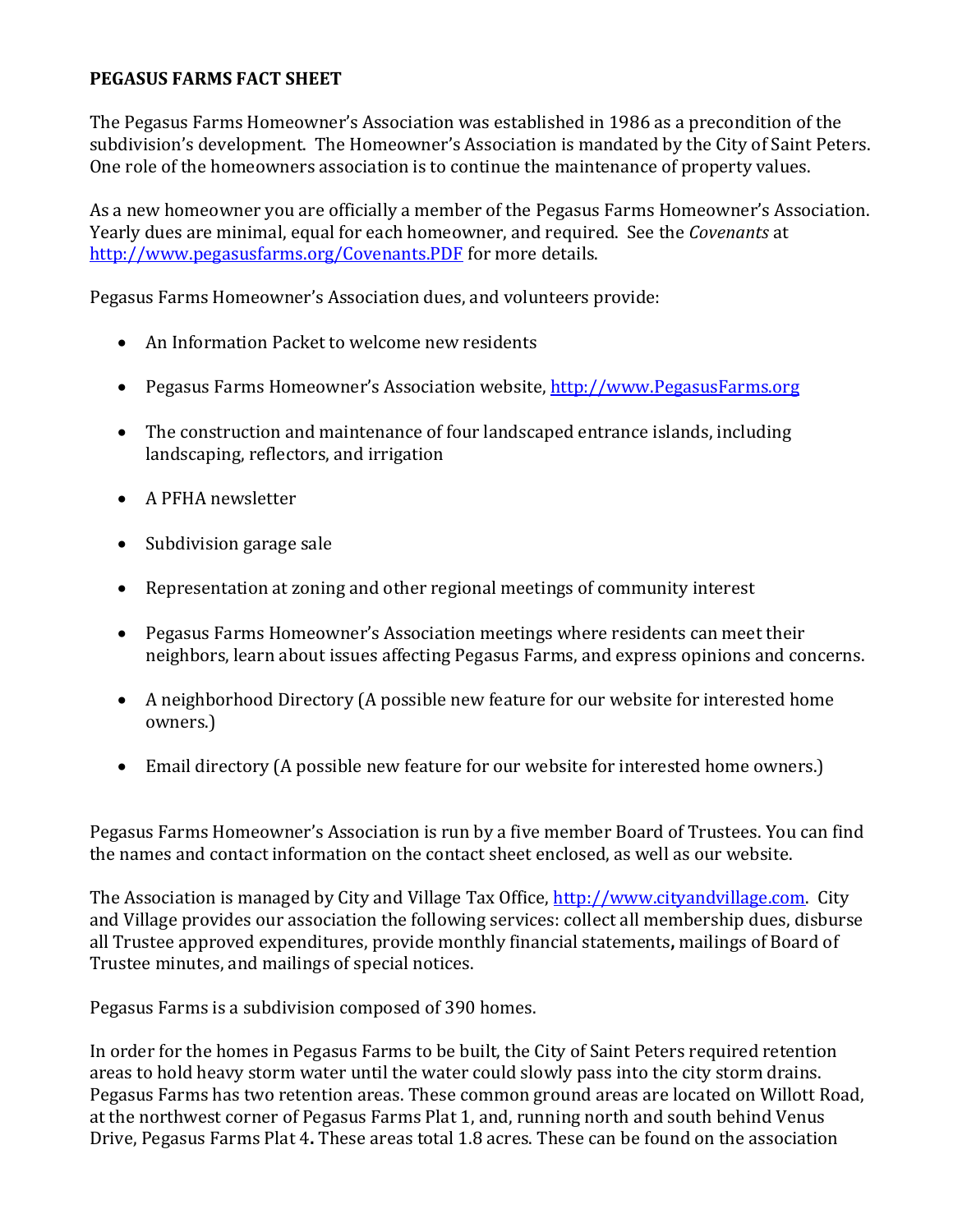**PEGASUS FARMS FACT SHEET**

The Pegasus Farms Homeowner's Association was established in 1986 as a precondition of the subdivision's development. The Homeowner's Association is mandated by the City of Saint Peters. One role of the homeowners association is to continue the maintenance of property values.

As a new homeowner you are officially a member of the Pegasus Farms Homeowner's Association. Yearly dues are minimal, equal for each homeowner, and required. See the *Covenants* at http://www.pegasusfarms.org/Covenants.PDF for more details.

Pegasus Farms Homeowner's Association dues, and volunteers provide:

- An Information Packet to welcome new residents
- Pegasus Farms Homeowner's Association website, http://www.PegasusFarms.org
- The construction and maintenance of four landscaped entrance islands, including landscaping, reflectors, and irrigation
- A PFHA newsletter
- Subdivision garage sale
- Representation at zoning and other regional meetings of community interest
- Pegasus Farms Homeowner's Association meetings where residents can meet their neighbors, learn about issues affecting Pegasus Farms, and express opinions and concerns.
- A neighborhood Directory (A possible new feature for our website for interested home owners.)
- Email directory (A possible new feature for our website for interested home owners.)

Pegasus Farms Homeowner's Association is run by a five member Board of Trustees. You can find the names and contact information on the contact sheet enclosed, as well as our website.

The Association is managed by City and Village Tax Office, http://www.cityandvillage.com. City and Village provides our association the following services: collect all membership dues, disburse all Trustee approved expenditures, provide monthly financial statements**,** mailings of Board of Trustee minutes, and mailings of special notices.

Pegasus Farms is a subdivision composed of 390 homes.

In order for the homes in Pegasus Farms to be built, the City of Saint Peters required retention areas to hold heavy storm water until the water could slowly pass into the city storm drains. Pegasus Farms has two retention areas. These common ground areas are located on Willott Road, at the northwest corner of Pegasus Farms Plat 1, and, running north and south behind Venus Drive, Pegasus Farms Plat 4**.** These areas total 1.8 acres. These can be found on the association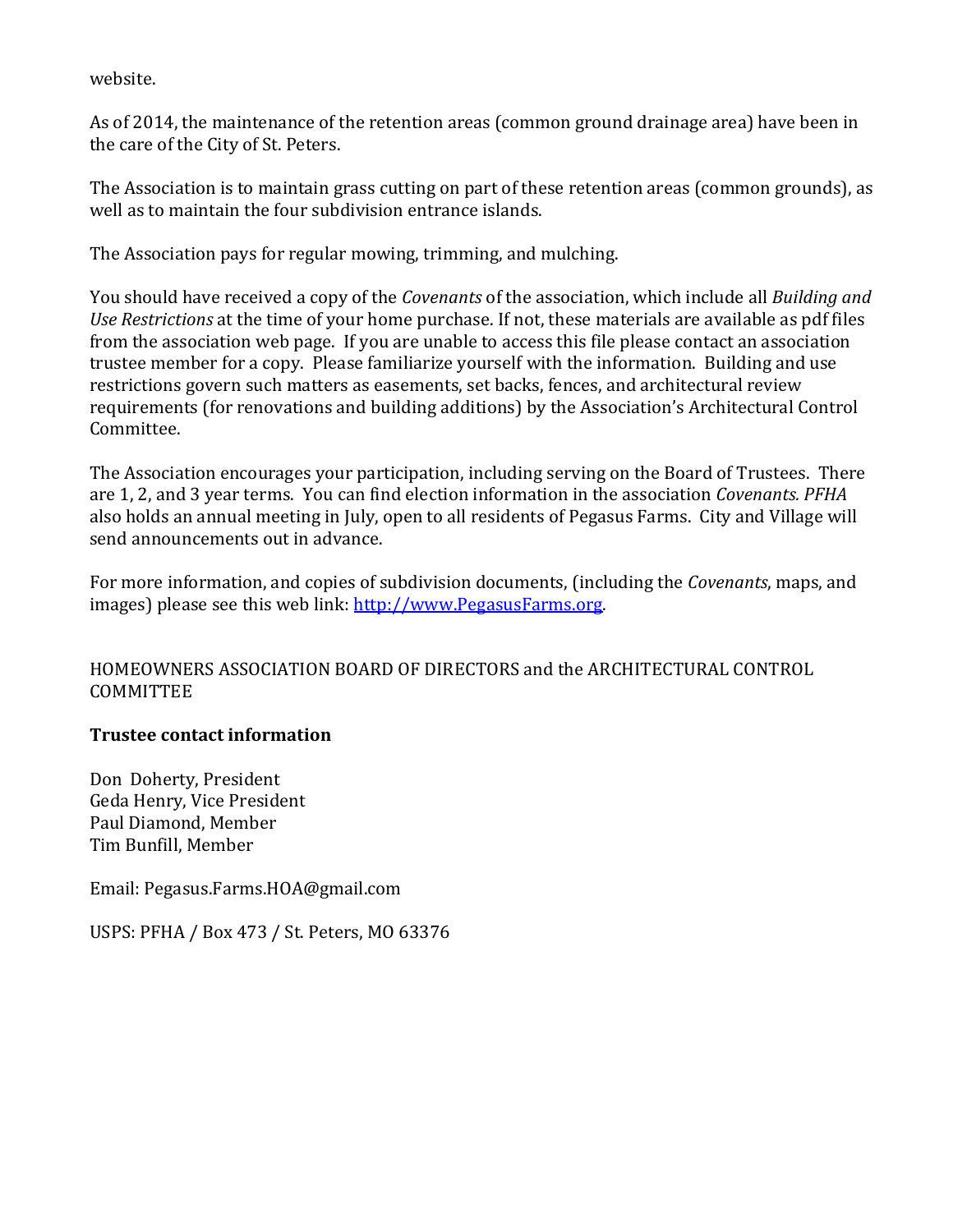website.

As of 2014, the maintenance of the retention areas (common ground drainage area) have been in the care of the City of St. Peters.

The Association is to maintain grass cutting on part of these retention areas (common grounds), as well as to maintain the four subdivision entrance islands.

The Association pays for regular mowing, trimming, and mulching.

You should have received a copy of the *Covenants* of the association, which include all *Building and Use Restrictions* at the time of your home purchase. If not, these materials are available as pdf files from the association web page. If you are unable to access this file please contact an association trustee member for a copy. Please familiarize yourself with the information. Building and use restrictions govern such matters as easements, set backs, fences, and architectural review requirements (for renovations and building additions) by the Association's Architectural Control Committee.

The Association encourages your participation, including serving on the Board of Trustees. There are 1, 2, and 3 year terms. You can find election information in the association *Covenants. PFHA* also holds an annual meeting in July, open to all residents of Pegasus Farms. City and Village will send announcements out in advance.

For more information, and copies of subdivision documents, (including the *Covenants*, maps, and images) please see this web link: [http://www.PegasusFarms.org](http://www.PegasusFarms.org).

HOMEOWNERS ASSOCIATION BOARD OF DIRECTORS and the ARCHITECTURAL CONTROL COMMITTEE

**Trustee contact information**

Don Doherty, President
Geda Henry, Vice President
Paul Diamond, Member
Tim Bunfill, Member

Email: Pegasus.Farms.HOA@gmail.com

USPS: PFHA / Box 473 / St. Peters, MO 63376